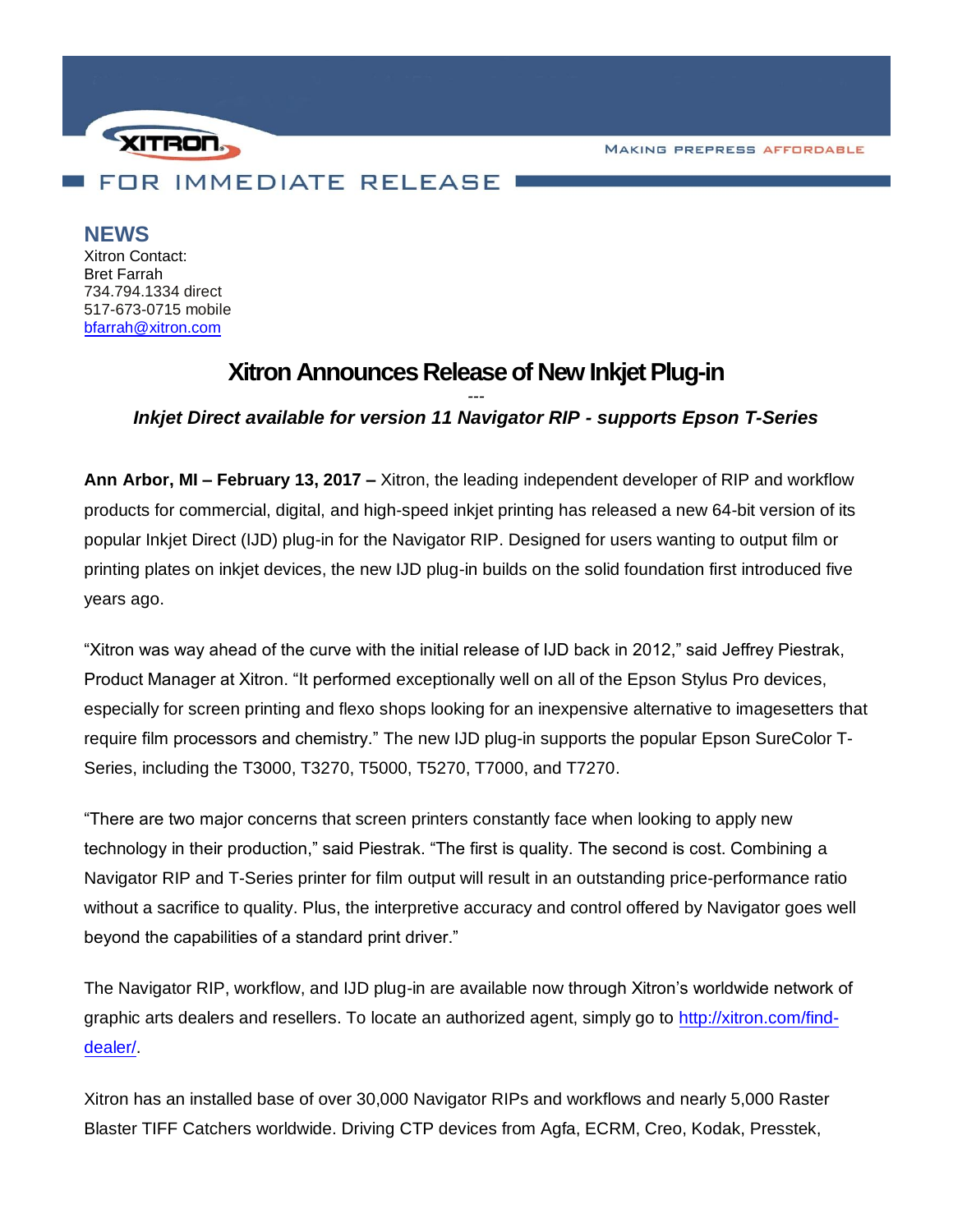XITRON

MAKING PREPRESS AFFORDABLE

FOR IMMEDIATE RELEASE

**NEWS**
Xitron Contact:
Bret Farrah
734.794.1334 direct
517-673-0715 mobile
bfarrah@xitron.com

# Xitron Announces Release of New Inkjet Plug-in

---

***Inkjet Direct available for version 11 Navigator RIP - supports Epson T-Series***

**Ann Arbor, MI – February 13, 2017 –** Xitron, the leading independent developer of RIP and workflow products for commercial, digital, and high-speed inkjet printing has released a new 64-bit version of its popular Inkjet Direct (IJD) plug-in for the Navigator RIP. Designed for users wanting to output film or printing plates on inkjet devices, the new IJD plug-in builds on the solid foundation first introduced five years ago.

"Xitron was way ahead of the curve with the initial release of IJD back in 2012," said Jeffrey Piestrak, Product Manager at Xitron. "It performed exceptionally well on all of the Epson Stylus Pro devices, especially for screen printing and flexo shops looking for an inexpensive alternative to imagesetters that require film processors and chemistry." The new IJD plug-in supports the popular Epson SureColor T-Series, including the T3000, T3270, T5000, T5270, T7000, and T7270.

"There are two major concerns that screen printers constantly face when looking to apply new technology in their production," said Piestrak. "The first is quality. The second is cost. Combining a Navigator RIP and T-Series printer for film output will result in an outstanding price-performance ratio without a sacrifice to quality. Plus, the interpretive accuracy and control offered by Navigator goes well beyond the capabilities of a standard print driver."

The Navigator RIP, workflow, and IJD plug-in are available now through Xitron's worldwide network of graphic arts dealers and resellers. To locate an authorized agent, simply go to http://xitron.com/find-dealer/.

Xitron has an installed base of over 30,000 Navigator RIPs and workflows and nearly 5,000 Raster Blaster TIFF Catchers worldwide. Driving CTP devices from Agfa, ECRM, Creo, Kodak, Presstek,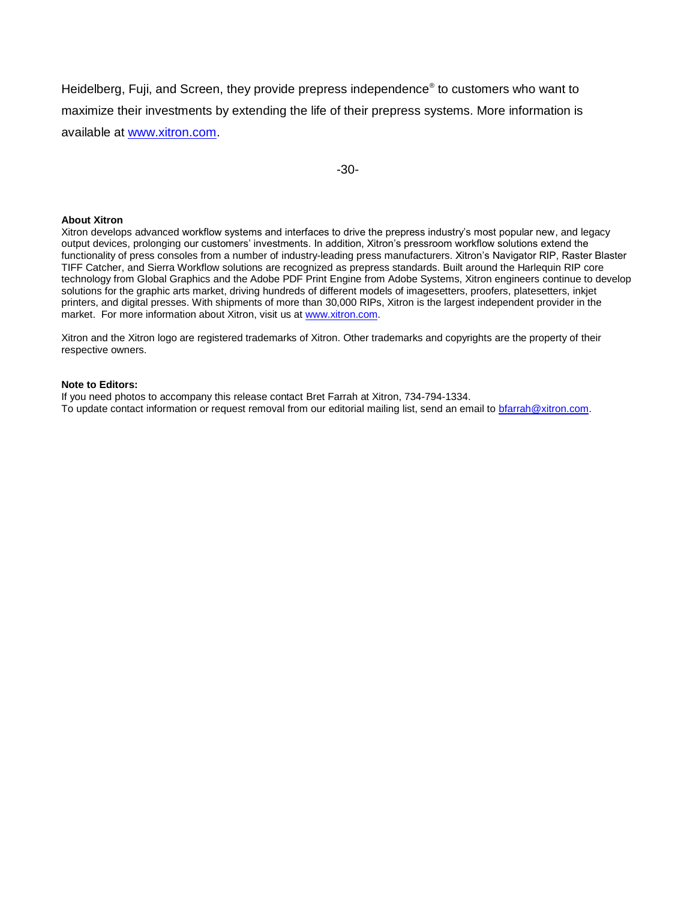Heidelberg, Fuji, and Screen, they provide prepress independence® to customers who want to maximize their investments by extending the life of their prepress systems. More information is available at www.xitron.com.

-30-

**About Xitron**

Xitron develops advanced workflow systems and interfaces to drive the prepress industry's most popular new, and legacy output devices, prolonging our customers' investments. In addition, Xitron's pressroom workflow solutions extend the functionality of press consoles from a number of industry-leading press manufacturers. Xitron's Navigator RIP, Raster Blaster TIFF Catcher, and Sierra Workflow solutions are recognized as prepress standards. Built around the Harlequin RIP core technology from Global Graphics and the Adobe PDF Print Engine from Adobe Systems, Xitron engineers continue to develop solutions for the graphic arts market, driving hundreds of different models of imagesetters, proofers, platesetters, inkjet printers, and digital presses. With shipments of more than 30,000 RIPs, Xitron is the largest independent provider in the market. For more information about Xitron, visit us at www.xitron.com.

Xitron and the Xitron logo are registered trademarks of Xitron. Other trademarks and copyrights are the property of their respective owners.

**Note to Editors:**

If you need photos to accompany this release contact Bret Farrah at Xitron, 734-794-1334.
To update contact information or request removal from our editorial mailing list, send an email to bfarrah@xitron.com.